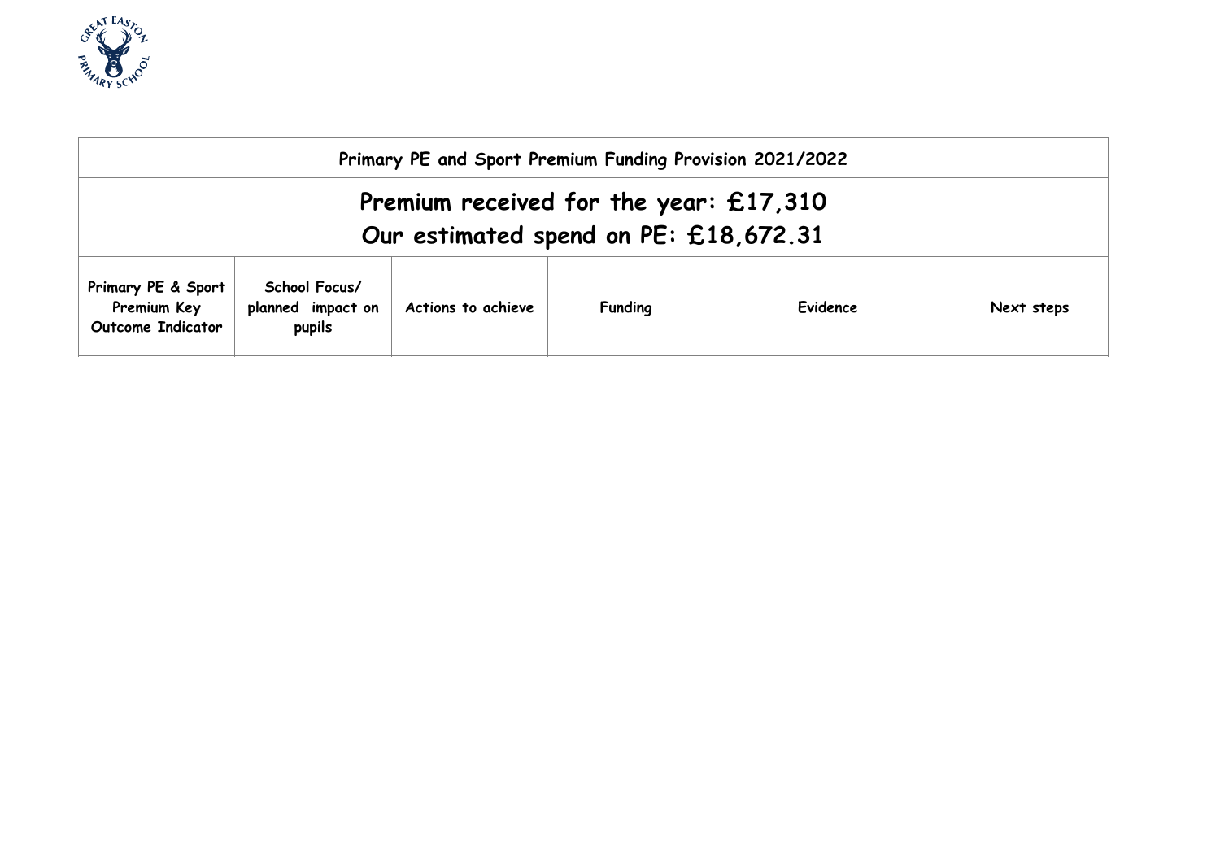| Primary PE and Sport Premium Funding Provision 2021/2022 | | | | | |
|---|---|---|---|---|---|
| **Premium received for the year: £17,310**<br>**Our estimated spend on PE: £18,672.31** | | | | | |
| **Primary PE & Sport Premium Key Outcome Indicator** | **School Focus/ planned impact on pupils** | **Actions to achieve** | **Funding** | **Evidence** | **Next steps** |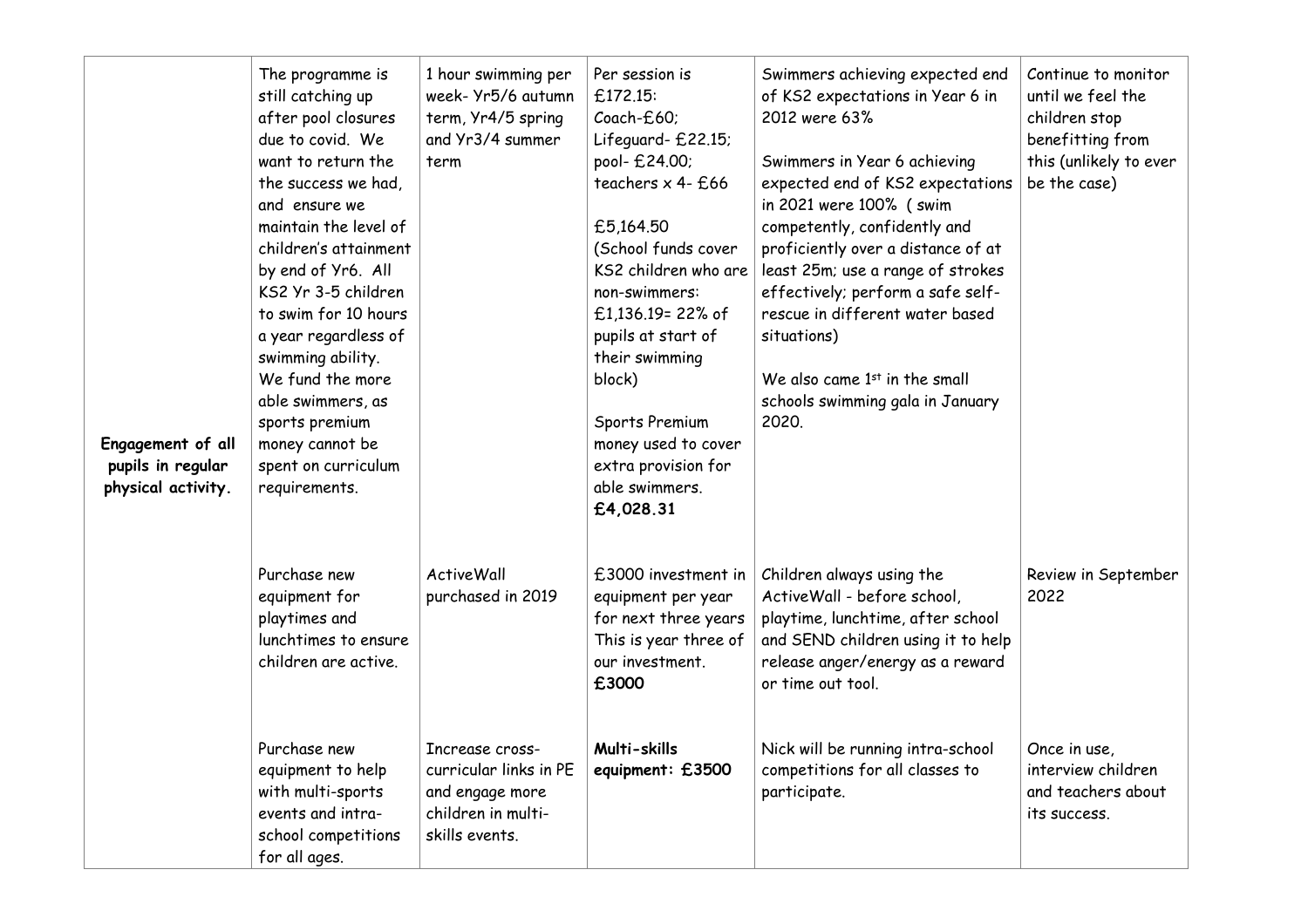| Engagement of all pupils in regular physical activity. | The programme is still catching up after pool closures due to covid. We want to return the the success we had, and ensure we maintain the level of children's attainment by end of Yr6. All KS2 Yr 3-5 children to swim for 10 hours a year regardless of swimming ability. We fund the more able swimmers, as sports premium money cannot be spent on curriculum requirements. | 1 hour swimming per week- Yr5/6 autumn term, Yr4/5 spring and Yr3/4 summer term | Per session is £172.15: Coach-£60; Lifeguard- £22.15; pool- £24.00; teachers x 4- £66<br><br>£5,164.50 (School funds cover KS2 children who are non-swimmers: £1,136.19= 22% of pupils at start of their swimming block)<br><br>Sports Premium money used to cover extra provision for able swimmers. **£4,028.31** | Swimmers achieving expected end of KS2 expectations in Year 6 in 2012 were 63%<br><br>Swimmers in Year 6 achieving expected end of KS2 expectations in 2021 were 100% ( swim competently, confidently and proficiently over a distance of at least 25m; use a range of strokes effectively; perform a safe self-rescue in different water based situations)<br><br>We also came 1st in the small schools swimming gala in January 2020. | Continue to monitor until we feel the children stop benefitting from this (unlikely to ever be the case) |
|---|---|---|---|---|---|
| | Purchase new equipment for playtimes and lunchtimes to ensure children are active. | ActiveWall purchased in 2019 | £3000 investment in equipment per year for next three years This is year three of our investment. **£3000** | Children always using the ActiveWall - before school, playtime, lunchtime, after school and SEND children using it to help release anger/energy as a reward or time out tool. | Review in September 2022 |
| | Purchase new equipment to help with multi-sports events and intra-school competitions for all ages. | Increase cross-curricular links in PE and engage more children in multi-skills events. | **Multi-skills equipment: £3500** | Nick will be running intra-school competitions for all classes to participate. | Once in use, interview children and teachers about its success. |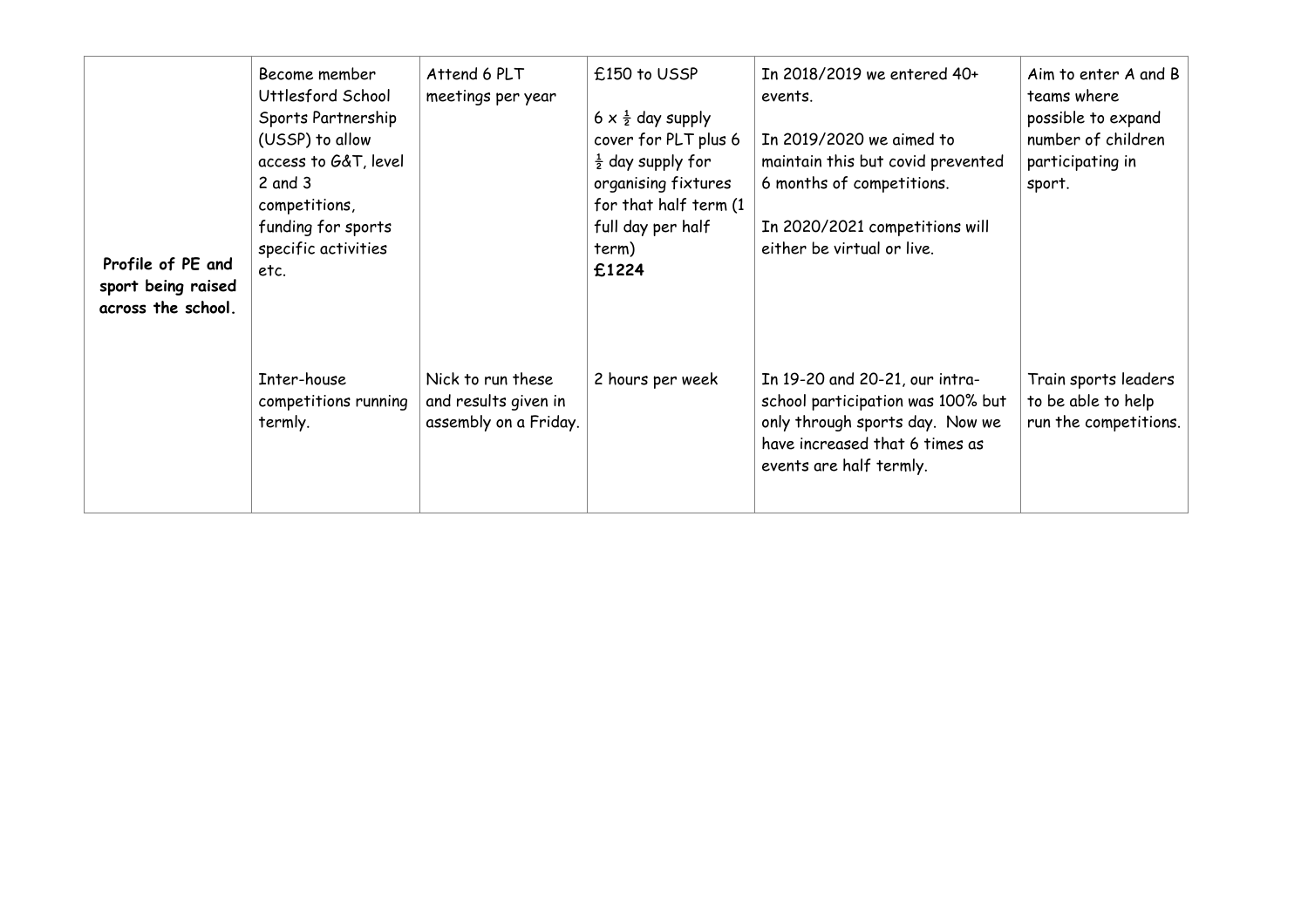| | | | | | |
|---|---|---|---|---|---|
| **Profile of PE and sport being raised across the school.** | Become member Uttlesford School Sports Partnership (USSP) to allow access to G&T, level 2 and 3 competitions, funding for sports specific activities etc. | Attend 6 PLT meetings per year | £150 to USSP<br><br>6 x ½ day supply cover for PLT plus 6 ½ day supply for organising fixtures for that half term (1 full day per half term)<br>**£1224** | In 2018/2019 we entered 40+ events.<br><br>In 2019/2020 we aimed to maintain this but covid prevented 6 months of competitions.<br><br>In 2020/2021 competitions will either be virtual or live. | Aim to enter A and B teams where possible to expand number of children participating in sport. |
| | Inter-house competitions running termly. | Nick to run these and results given in assembly on a Friday. | 2 hours per week | In 19-20 and 20-21, our intra-school participation was 100% but only through sports day. Now we have increased that 6 times as events are half termly. | Train sports leaders to be able to help run the competitions. |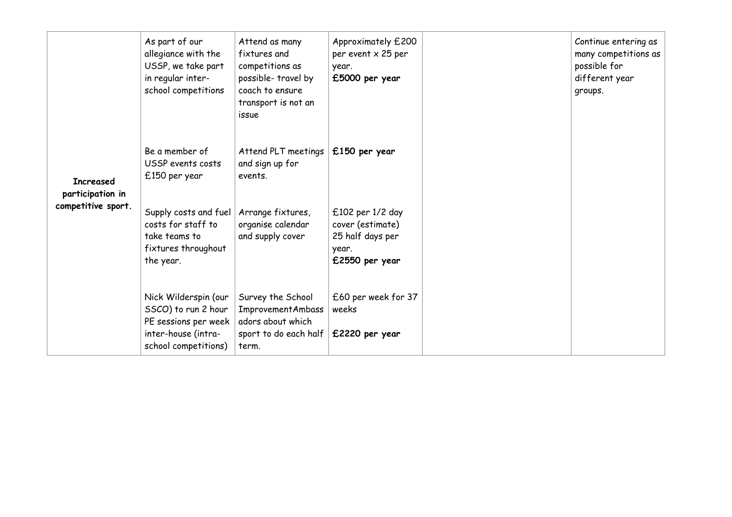| | | | | | |
|---|---|---|---|---|---|
| **Increased participation in competitive sport.** | As part of our allegiance with the USSP, we take part in regular inter-school competitions | Attend as many fixtures and competitions as possible- travel by coach to ensure transport is not an issue | Approximately £200 per event x 25 per year.<br>**£5000 per year** | | Continue entering as many competitions as possible for different year groups. |
| | Be a member of USSP events costs £150 per year | Attend PLT meetings and sign up for events. | **£150 per year** | | |
| | Supply costs and fuel costs for staff to take teams to fixtures throughout the year. | Arrange fixtures, organise calendar and supply cover | £102 per 1/2 day cover (estimate) 25 half days per year.<br>**£2550 per year** | | |
| | Nick Wilderspin (our SSCO) to run 2 hour PE sessions per week inter-house (intra-school competitions) | Survey the School ImprovementAmbassadors about which sport to do each half term. | £60 per week for 37 weeks<br>**£2220 per year** | | |